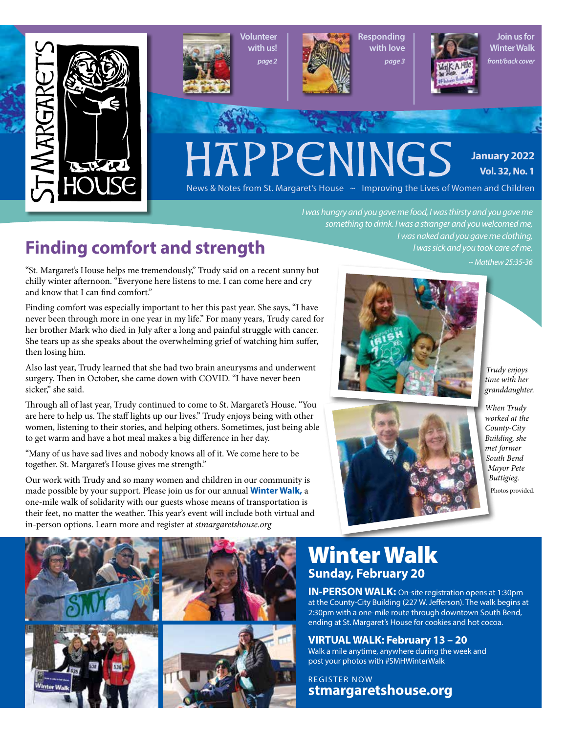Volunteer with us! *page 2*

Responding with love *page 3*

Join us for Winter Walk *front/back cover*

# HAPPENINGS

**January 2022**
**Vol. 32, No. 1**

News & Notes from St. Margaret's House ~ Improving the Lives of Women and Children

*I was hungry and you gave me food, I was thirsty and you gave me something to drink. I was a stranger and you welcomed me, I was naked and you gave me clothing, I was sick and you took care of me.*

*~ Matthew 25:35-36*

## Finding comfort and strength

"St. Margaret's House helps me tremendously," Trudy said on a recent sunny but chilly winter afternoon. "Everyone here listens to me. I can come here and cry and know that I can find comfort."

Finding comfort was especially important to her this past year. She says, "I have never been through more in one year in my life." For many years, Trudy cared for her brother Mark who died in July after a long and painful struggle with cancer. She tears up as she speaks about the overwhelming grief of watching him suffer, then losing him.

Also last year, Trudy learned that she had two brain aneurysms and underwent surgery. Then in October, she came down with COVID. "I have never been sicker," she said.

Through all of last year, Trudy continued to come to St. Margaret's House. "You are here to help us. The staff lights up our lives." Trudy enjoys being with other women, listening to their stories, and helping others. Sometimes, just being able to get warm and have a hot meal makes a big difference in her day.

"Many of us have sad lives and nobody knows all of it. We come here to be together. St. Margaret's House gives me strength."

Our work with Trudy and so many women and children in our community is made possible by your support. Please join us for our annual **Winter Walk,** a one-mile walk of solidarity with our guests whose means of transportation is their feet, no matter the weather. This year's event will include both virtual and in-person options. Learn more and register at *stmargaretshouse.org*

*Trudy enjoys time with her granddaughter.*

*When Trudy worked at the County-City Building, she met former South Bend Mayor Pete Buttigieg.*

Photos provided.

## Winter Walk

### Sunday, February 20

**IN-PERSON WALK:** On-site registration opens at 1:30pm at the County-City Building (227 W. Jefferson). The walk begins at 2:30pm with a one-mile route through downtown South Bend, ending at St. Margaret's House for cookies and hot cocoa.

**VIRTUAL WALK: February 13 – 20**
Walk a mile anytime, anywhere during the week and post your photos with #SMHWinterWalk

REGISTER NOW
**stmargaretshouse.org**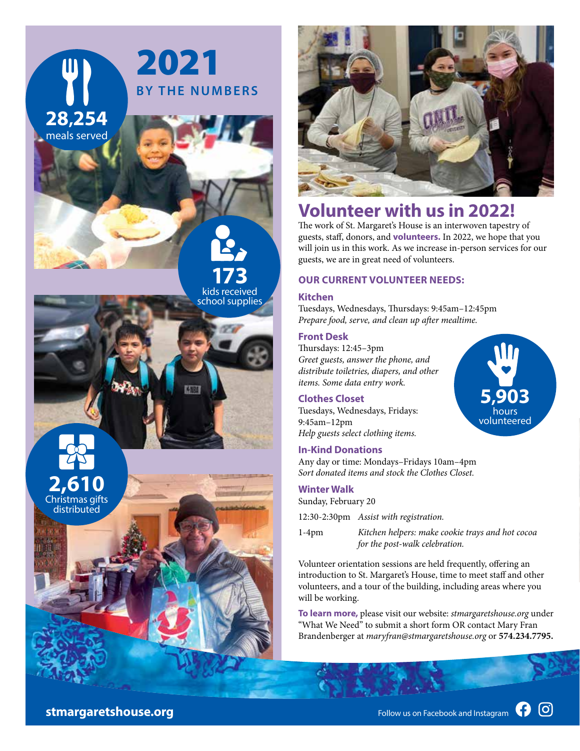# 2021

## BY THE NUMBERS

**28,254** meals served

**173** kids received school supplies

**2,610** Christmas gifts distributed

# Volunteer with us in 2022!

The work of St. Margaret's House is an interwoven tapestry of guests, staff, donors, and **volunteers.** In 2022, we hope that you will join us in this work. As we increase in-person services for our guests, we are in great need of volunteers.

## OUR CURRENT VOLUNTEER NEEDS:

### Kitchen

Tuesdays, Wednesdays, Thursdays: 9:45am–12:45pm
*Prepare food, serve, and clean up after mealtime.*

### Front Desk

Thursdays: 12:45–3pm
*Greet guests, answer the phone, and distribute toiletries, diapers, and other items. Some data entry work.*

### Clothes Closet

Tuesdays, Wednesdays, Fridays: 9:45am–12pm
*Help guests select clothing items.*

**5,903** hours volunteered

### In-Kind Donations

Any day or time: Mondays–Fridays 10am–4pm
*Sort donated items and stock the Clothes Closet.*

### Winter Walk

Sunday, February 20

12:30-2:30pm *Assist with registration.*

1-4pm *Kitchen helpers: make cookie trays and hot cocoa for the post-walk celebration.*

Volunteer orientation sessions are held frequently, offering an introduction to St. Margaret's House, time to meet staff and other volunteers, and a tour of the building, including areas where you will be working.

**To learn more,** please visit our website: *stmargaretshouse.org* under "What We Need" to submit a short form OR contact Mary Fran Brandenberger at *maryfran@stmargaretshouse.org* or **574.234.7795.**

**stmargaretshouse.org**

Follow us on Facebook and Instagram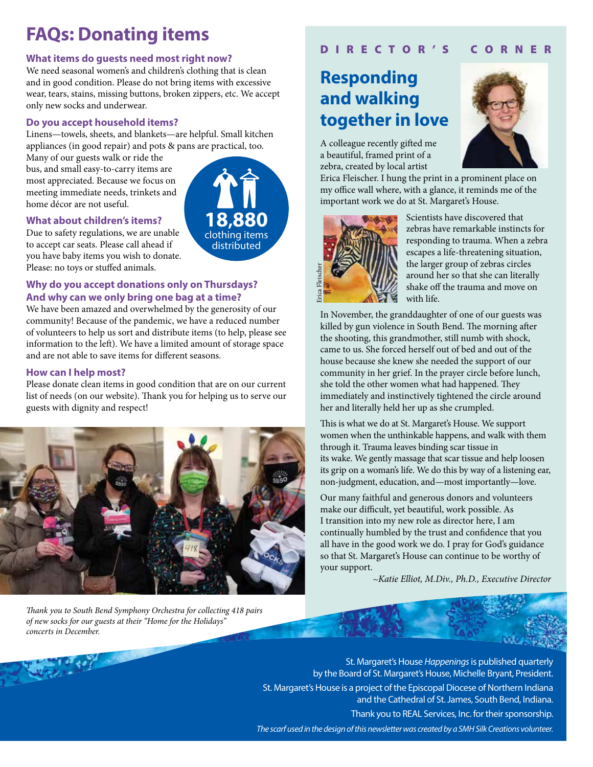# FAQs: Donating items

### What items do guests need most right now?

We need seasonal women's and children's clothing that is clean and in good condition. Please do not bring items with excessive wear, tears, stains, missing buttons, broken zippers, etc. We accept only new socks and underwear.

### Do you accept household items?

Linens—towels, sheets, and blankets—are helpful. Small kitchen appliances (in good repair) and pots & pans are practical, too. Many of our guests walk or ride the bus, and small easy-to-carry items are most appreciated. Because we focus on meeting immediate needs, trinkets and home décor are not useful.

**18,880** clothing items distributed

### What about children's items?

Due to safety regulations, we are unable to accept car seats. Please call ahead if you have baby items you wish to donate. Please: no toys or stuffed animals.

### Why do you accept donations only on Thursdays? And why can we only bring one bag at a time?

We have been amazed and overwhelmed by the generosity of our community! Because of the pandemic, we have a reduced number of volunteers to help us sort and distribute items (to help, please see information to the left). We have a limited amount of storage space and are not able to save items for different seasons.

### How can I help most?

Please donate clean items in good condition that are on our current list of needs (on our website). Thank you for helping us to serve our guests with dignity and respect!

*Thank you to South Bend Symphony Orchestra for collecting 418 pairs of new socks for our guests at their "Home for the Holidays" concerts in December.*

DIRECTOR'S CORNER

## Responding and walking together in love

A colleague recently gifted me a beautiful, framed print of a zebra, created by local artist Erica Fleischer. I hung the print in a prominent place on my office wall where, with a glance, it reminds me of the important work we do at St. Margaret's House.

Erica Fleischer

Scientists have discovered that zebras have remarkable instincts for responding to trauma. When a zebra escapes a life-threatening situation, the larger group of zebras circles around her so that she can literally shake off the trauma and move on with life.

In November, the granddaughter of one of our guests was killed by gun violence in South Bend. The morning after the shooting, this grandmother, still numb with shock, came to us. She forced herself out of bed and out of the house because she knew she needed the support of our community in her grief. In the prayer circle before lunch, she told the other women what had happened. They immediately and instinctively tightened the circle around her and literally held her up as she crumpled.

This is what we do at St. Margaret's House. We support women when the unthinkable happens, and walk with them through it. Trauma leaves binding scar tissue in its wake. We gently massage that scar tissue and help loosen its grip on a woman's life. We do this by way of a listening ear, non-judgment, education, and—most importantly—love.

Our many faithful and generous donors and volunteers make our difficult, yet beautiful, work possible. As I transition into my new role as director here, I am continually humbled by the trust and confidence that you all have in the good work we do. I pray for God's guidance so that St. Margaret's House can continue to be worthy of your support.

*~Katie Elliot, M.Div., Ph.D., Executive Director*

St. Margaret's House *Happenings* is published quarterly by the Board of St. Margaret's House, Michelle Bryant, President.

St. Margaret's House is a project of the Episcopal Diocese of Northern Indiana and the Cathedral of St. James, South Bend, Indiana.

Thank you to REAL Services, Inc. for their sponsorship.

*The scarf used in the design of this newsletter was created by a SMH Silk Creations volunteer.*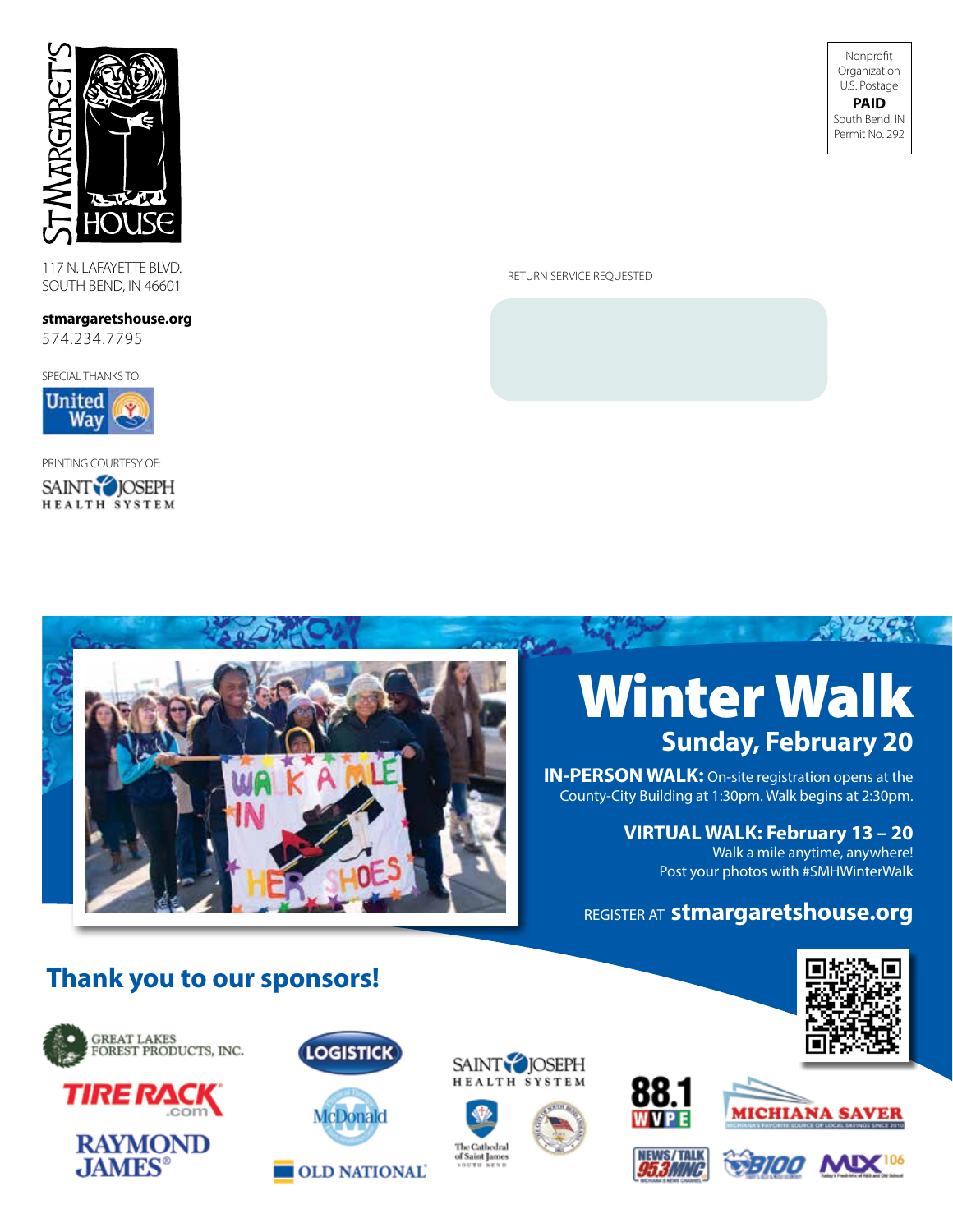ST MARGARET'S HOUSE

117 N. LAFAYETTE BLVD.
SOUTH BEND, IN 46601

**stmargaretshouse.org**
574.234.7795

SPECIAL THANKS TO:
United Way

PRINTING COURTESY OF:
SAINT JOSEPH HEALTH SYSTEM

Nonprofit Organization
U.S. Postage
**PAID**
South Bend, IN
Permit No. 292

RETURN SERVICE REQUESTED

# Winter Walk

## Sunday, February 20

**IN-PERSON WALK:** On-site registration opens at the County-City Building at 1:30pm. Walk begins at 2:30pm.

**VIRTUAL WALK: February 13 – 20**
Walk a mile anytime, anywhere!
Post your photos with #SMHWinterWalk

REGISTER AT **stmargaretshouse.org**

## Thank you to our sponsors!

- Great Lakes Forest Products, Inc.
- Tire Rack.com
- Raymond James
- Logistick
- McDonald
- Old National
- Saint Joseph Health System
- The Cathedral of Saint James South Bend
- The City of South Bend, Indiana
- 88.1 WVPE
- Michiana Saver
- News/Talk 95.3 MNC
- B100
- MIX 106